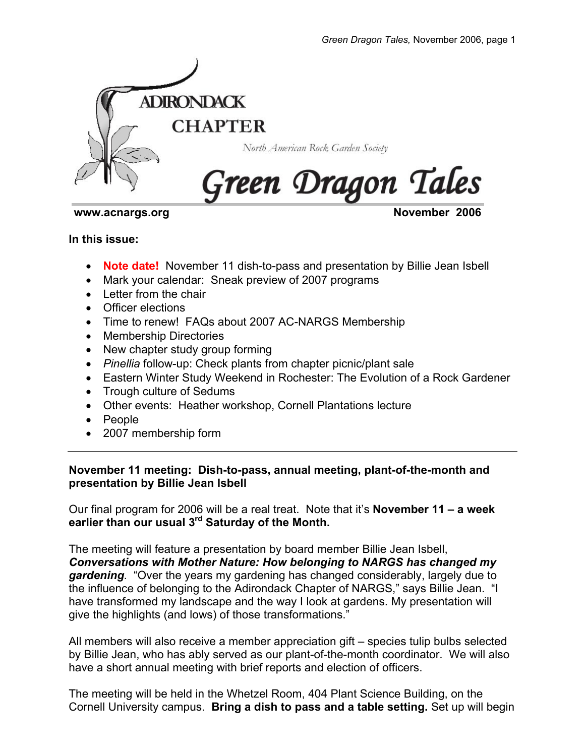ADIRONDACK CHAPTER

North American Rock Garden Society

# Green Dragon Tales

**www.acnargs.org** **November 2006**

**In this issue:**

- **Note date!** November 11 dish-to-pass and presentation by Billie Jean Isbell
- Mark your calendar: Sneak preview of 2007 programs
- Letter from the chair
- Officer elections
- Time to renew! FAQs about 2007 AC-NARGS Membership
- Membership Directories
- New chapter study group forming
- *Pinellia* follow-up: Check plants from chapter picnic/plant sale
- Eastern Winter Study Weekend in Rochester: The Evolution of a Rock Gardener
- Trough culture of Sedums
- Other events: Heather workshop, Cornell Plantations lecture
- People
- 2007 membership form

---

## November 11 meeting: Dish-to-pass, annual meeting, plant-of-the-month and presentation by Billie Jean Isbell

Our final program for 2006 will be a real treat. Note that it's **November 11 – a week earlier than our usual 3rd Saturday of the Month.**

The meeting will feature a presentation by board member Billie Jean Isbell, ***Conversations with Mother Nature: How belonging to NARGS has changed my gardening***. "Over the years my gardening has changed considerably, largely due to the influence of belonging to the Adirondack Chapter of NARGS," says Billie Jean. "I have transformed my landscape and the way I look at gardens. My presentation will give the highlights (and lows) of those transformations."

All members will also receive a member appreciation gift – species tulip bulbs selected by Billie Jean, who has ably served as our plant-of-the-month coordinator. We will also have a short annual meeting with brief reports and election of officers.

The meeting will be held in the Whetzel Room, 404 Plant Science Building, on the Cornell University campus. **Bring a dish to pass and a table setting.** Set up will begin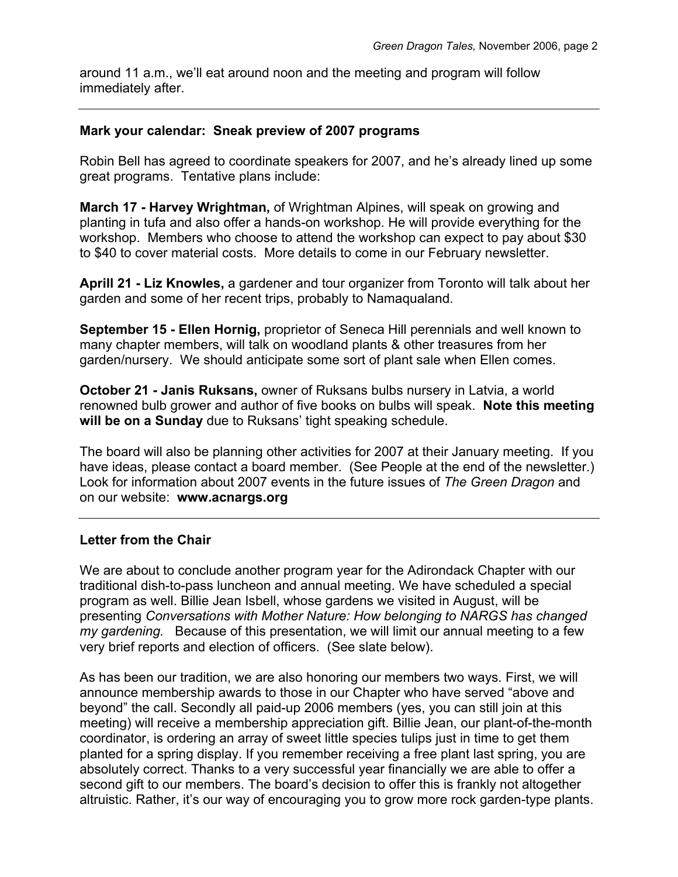around 11 a.m., we'll eat around noon and the meeting and program will follow immediately after.

---

**Mark your calendar: Sneak preview of 2007 programs**

Robin Bell has agreed to coordinate speakers for 2007, and he's already lined up some great programs. Tentative plans include:

**March 17 - Harvey Wrightman,** of Wrightman Alpines, will speak on growing and planting in tufa and also offer a hands-on workshop. He will provide everything for the workshop. Members who choose to attend the workshop can expect to pay about $30 to $40 to cover material costs. More details to come in our February newsletter.

**Aprill 21 - Liz Knowles,** a gardener and tour organizer from Toronto will talk about her garden and some of her recent trips, probably to Namaqualand.

**September 15 - Ellen Hornig,** proprietor of Seneca Hill perennials and well known to many chapter members, will talk on woodland plants & other treasures from her garden/nursery. We should anticipate some sort of plant sale when Ellen comes.

**October 21 - Janis Ruksans,** owner of Ruksans bulbs nursery in Latvia, a world renowned bulb grower and author of five books on bulbs will speak. **Note this meeting will be on a Sunday** due to Ruksans' tight speaking schedule.

The board will also be planning other activities for 2007 at their January meeting. If you have ideas, please contact a board member. (See People at the end of the newsletter.) Look for information about 2007 events in the future issues of *The Green Dragon* and on our website: **www.acnargs.org**

---

**Letter from the Chair**

We are about to conclude another program year for the Adirondack Chapter with our traditional dish-to-pass luncheon and annual meeting. We have scheduled a special program as well. Billie Jean Isbell, whose gardens we visited in August, will be presenting *Conversations with Mother Nature: How belonging to NARGS has changed my gardening.* Because of this presentation, we will limit our annual meeting to a few very brief reports and election of officers. (See slate below).

As has been our tradition, we are also honoring our members two ways. First, we will announce membership awards to those in our Chapter who have served "above and beyond" the call. Secondly all paid-up 2006 members (yes, you can still join at this meeting) will receive a membership appreciation gift. Billie Jean, our plant-of-the-month coordinator, is ordering an array of sweet little species tulips just in time to get them planted for a spring display. If you remember receiving a free plant last spring, you are absolutely correct. Thanks to a very successful year financially we are able to offer a second gift to our members. The board's decision to offer this is frankly not altogether altruistic. Rather, it's our way of encouraging you to grow more rock garden-type plants.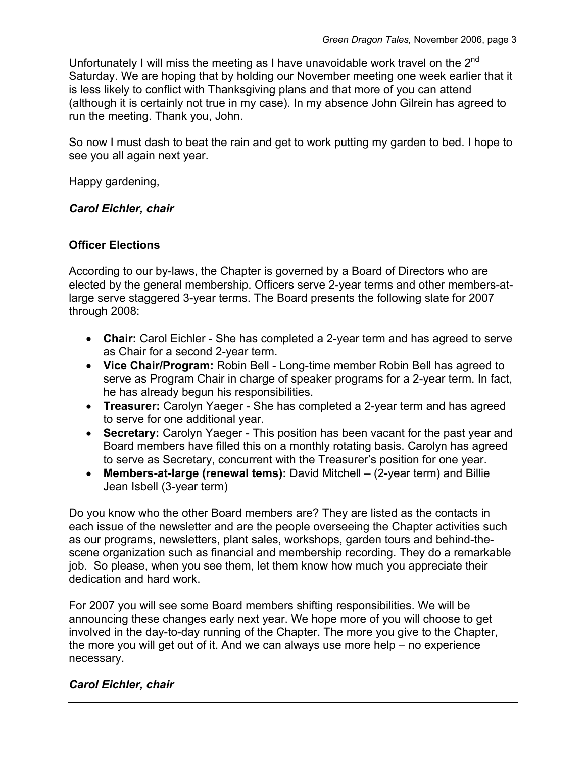Unfortunately I will miss the meeting as I have unavoidable work travel on the 2nd Saturday. We are hoping that by holding our November meeting one week earlier that it is less likely to conflict with Thanksgiving plans and that more of you can attend (although it is certainly not true in my case). In my absence John Gilrein has agreed to run the meeting. Thank you, John.

So now I must dash to beat the rain and get to work putting my garden to bed. I hope to see you all again next year.

Happy gardening,

***Carol Eichler, chair***

---

**Officer Elections**

According to our by-laws, the Chapter is governed by a Board of Directors who are elected by the general membership. Officers serve 2-year terms and other members-at-large serve staggered 3-year terms. The Board presents the following slate for 2007 through 2008:

- **Chair:** Carol Eichler - She has completed a 2-year term and has agreed to serve as Chair for a second 2-year term.
- **Vice Chair/Program:** Robin Bell - Long-time member Robin Bell has agreed to serve as Program Chair in charge of speaker programs for a 2-year term. In fact, he has already begun his responsibilities.
- **Treasurer:** Carolyn Yaeger - She has completed a 2-year term and has agreed to serve for one additional year.
- **Secretary:** Carolyn Yaeger - This position has been vacant for the past year and Board members have filled this on a monthly rotating basis. Carolyn has agreed to serve as Secretary, concurrent with the Treasurer's position for one year.
- **Members-at-large (renewal tems):** David Mitchell – (2-year term) and Billie Jean Isbell (3-year term)

Do you know who the other Board members are? They are listed as the contacts in each issue of the newsletter and are the people overseeing the Chapter activities such as our programs, newsletters, plant sales, workshops, garden tours and behind-the-scene organization such as financial and membership recording. They do a remarkable job. So please, when you see them, let them know how much you appreciate their dedication and hard work.

For 2007 you will see some Board members shifting responsibilities. We will be announcing these changes early next year. We hope more of you will choose to get involved in the day-to-day running of the Chapter. The more you give to the Chapter, the more you will get out of it. And we can always use more help – no experience necessary.

***Carol Eichler, chair***

---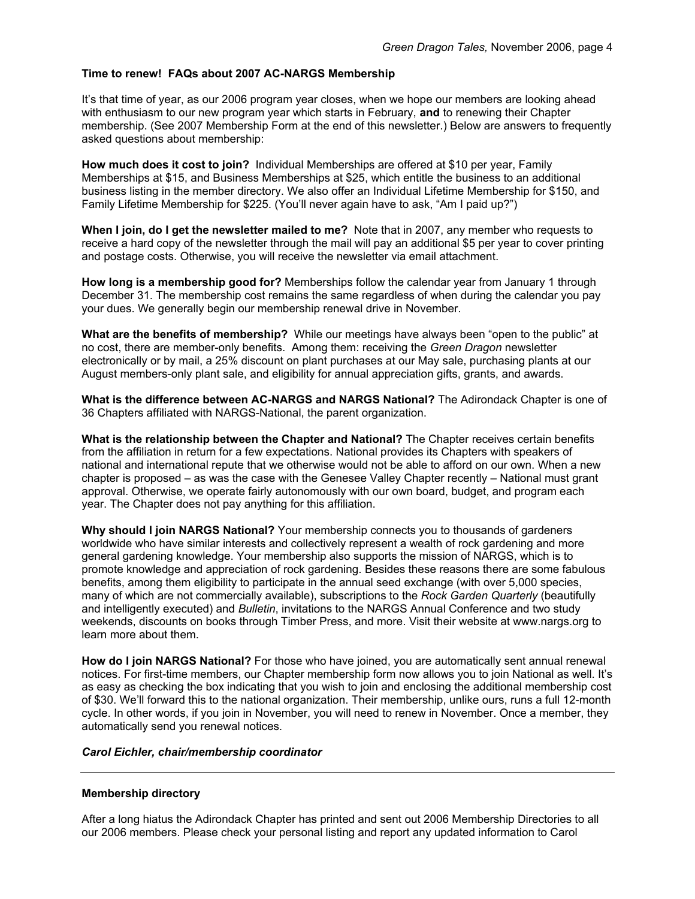**Time to renew! FAQs about 2007 AC-NARGS Membership**

It's that time of year, as our 2006 program year closes, when we hope our members are looking ahead with enthusiasm to our new program year which starts in February, **and** to renewing their Chapter membership. (See 2007 Membership Form at the end of this newsletter.) Below are answers to frequently asked questions about membership:

**How much does it cost to join?** Individual Memberships are offered at $10 per year, Family Memberships at $15, and Business Memberships at $25, which entitle the business to an additional business listing in the member directory. We also offer an Individual Lifetime Membership for $150, and Family Lifetime Membership for $225. (You'll never again have to ask, "Am I paid up?")

**When I join, do I get the newsletter mailed to me?** Note that in 2007, any member who requests to receive a hard copy of the newsletter through the mail will pay an additional $5 per year to cover printing and postage costs. Otherwise, you will receive the newsletter via email attachment.

**How long is a membership good for?** Memberships follow the calendar year from January 1 through December 31. The membership cost remains the same regardless of when during the calendar you pay your dues. We generally begin our membership renewal drive in November.

**What are the benefits of membership?** While our meetings have always been "open to the public" at no cost, there are member-only benefits. Among them: receiving the *Green Dragon* newsletter electronically or by mail, a 25% discount on plant purchases at our May sale, purchasing plants at our August members-only plant sale, and eligibility for annual appreciation gifts, grants, and awards.

**What is the difference between AC-NARGS and NARGS National?** The Adirondack Chapter is one of 36 Chapters affiliated with NARGS-National, the parent organization.

**What is the relationship between the Chapter and National?** The Chapter receives certain benefits from the affiliation in return for a few expectations. National provides its Chapters with speakers of national and international repute that we otherwise would not be able to afford on our own. When a new chapter is proposed – as was the case with the Genesee Valley Chapter recently – National must grant approval. Otherwise, we operate fairly autonomously with our own board, budget, and program each year. The Chapter does not pay anything for this affiliation.

**Why should I join NARGS National?** Your membership connects you to thousands of gardeners worldwide who have similar interests and collectively represent a wealth of rock gardening and more general gardening knowledge. Your membership also supports the mission of NARGS, which is to promote knowledge and appreciation of rock gardening. Besides these reasons there are some fabulous benefits, among them eligibility to participate in the annual seed exchange (with over 5,000 species, many of which are not commercially available), subscriptions to the *Rock Garden Quarterly* (beautifully and intelligently executed) and *Bulletin*, invitations to the NARGS Annual Conference and two study weekends, discounts on books through Timber Press, and more. Visit their website at www.nargs.org to learn more about them.

**How do I join NARGS National?** For those who have joined, you are automatically sent annual renewal notices. For first-time members, our Chapter membership form now allows you to join National as well. It's as easy as checking the box indicating that you wish to join and enclosing the additional membership cost of $30. We'll forward this to the national organization. Their membership, unlike ours, runs a full 12-month cycle. In other words, if you join in November, you will need to renew in November. Once a member, they automatically send you renewal notices.

***Carol Eichler, chair/membership coordinator***

---

**Membership directory**

After a long hiatus the Adirondack Chapter has printed and sent out 2006 Membership Directories to all our 2006 members. Please check your personal listing and report any updated information to Carol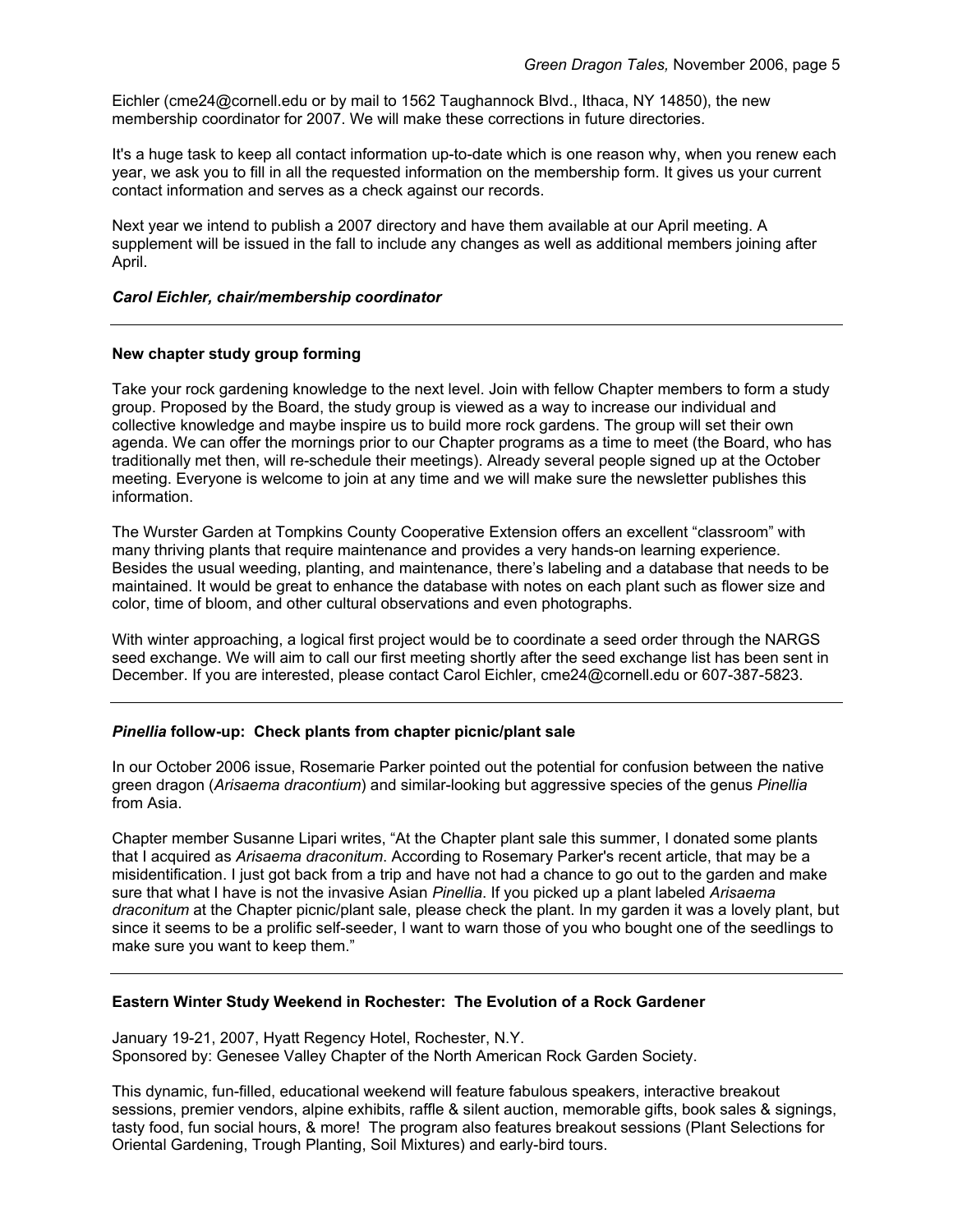Eichler (cme24@cornell.edu or by mail to 1562 Taughannock Blvd., Ithaca, NY 14850), the new membership coordinator for 2007. We will make these corrections in future directories.

It's a huge task to keep all contact information up-to-date which is one reason why, when you renew each year, we ask you to fill in all the requested information on the membership form. It gives us your current contact information and serves as a check against our records.

Next year we intend to publish a 2007 directory and have them available at our April meeting. A supplement will be issued in the fall to include any changes as well as additional members joining after April.

***Carol Eichler, chair/membership coordinator***

---

**New chapter study group forming**

Take your rock gardening knowledge to the next level. Join with fellow Chapter members to form a study group. Proposed by the Board, the study group is viewed as a way to increase our individual and collective knowledge and maybe inspire us to build more rock gardens. The group will set their own agenda. We can offer the mornings prior to our Chapter programs as a time to meet (the Board, who has traditionally met then, will re-schedule their meetings). Already several people signed up at the October meeting. Everyone is welcome to join at any time and we will make sure the newsletter publishes this information.

The Wurster Garden at Tompkins County Cooperative Extension offers an excellent "classroom" with many thriving plants that require maintenance and provides a very hands-on learning experience. Besides the usual weeding, planting, and maintenance, there's labeling and a database that needs to be maintained. It would be great to enhance the database with notes on each plant such as flower size and color, time of bloom, and other cultural observations and even photographs.

With winter approaching, a logical first project would be to coordinate a seed order through the NARGS seed exchange. We will aim to call our first meeting shortly after the seed exchange list has been sent in December. If you are interested, please contact Carol Eichler, cme24@cornell.edu or 607-387-5823.

---

***Pinellia* follow-up: Check plants from chapter picnic/plant sale**

In our October 2006 issue, Rosemarie Parker pointed out the potential for confusion between the native green dragon (*Arisaema dracontium*) and similar-looking but aggressive species of the genus *Pinellia* from Asia.

Chapter member Susanne Lipari writes, "At the Chapter plant sale this summer, I donated some plants that I acquired as *Arisaema draconitum*. According to Rosemary Parker's recent article, that may be a misidentification. I just got back from a trip and have not had a chance to go out to the garden and make sure that what I have is not the invasive Asian *Pinellia*. If you picked up a plant labeled *Arisaema draconitum* at the Chapter picnic/plant sale, please check the plant. In my garden it was a lovely plant, but since it seems to be a prolific self-seeder, I want to warn those of you who bought one of the seedlings to make sure you want to keep them."

---

**Eastern Winter Study Weekend in Rochester: The Evolution of a Rock Gardener**

January 19-21, 2007, Hyatt Regency Hotel, Rochester, N.Y.
Sponsored by: Genesee Valley Chapter of the North American Rock Garden Society.

This dynamic, fun-filled, educational weekend will feature fabulous speakers, interactive breakout sessions, premier vendors, alpine exhibits, raffle & silent auction, memorable gifts, book sales & signings, tasty food, fun social hours, & more! The program also features breakout sessions (Plant Selections for Oriental Gardening, Trough Planting, Soil Mixtures) and early-bird tours.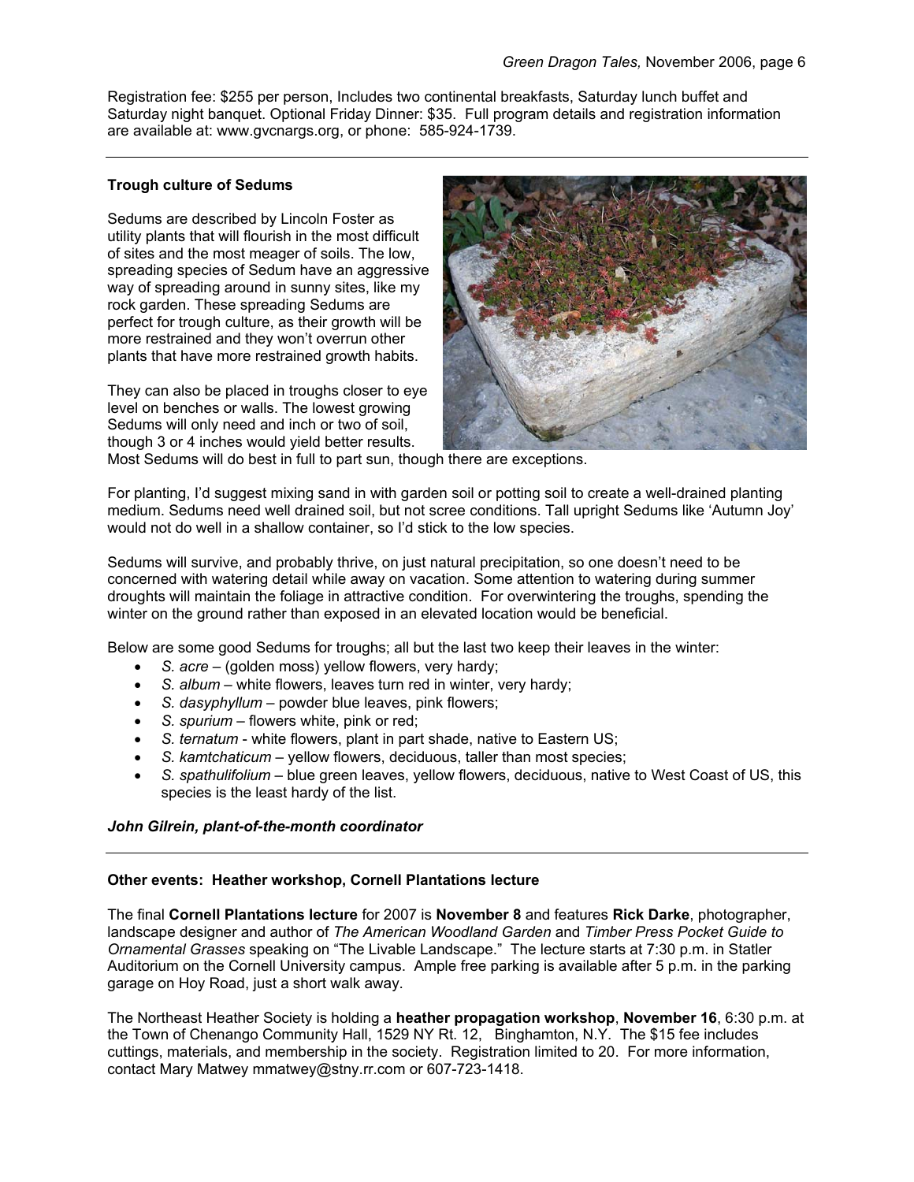Registration fee: $255 per person, Includes two continental breakfasts, Saturday lunch buffet and Saturday night banquet. Optional Friday Dinner: $35. Full program details and registration information are available at: www.gvcnargs.org, or phone: 585-924-1739.

---

**Trough culture of Sedums**

Sedums are described by Lincoln Foster as utility plants that will flourish in the most difficult of sites and the most meager of soils. The low, spreading species of Sedum have an aggressive way of spreading around in sunny sites, like my rock garden. These spreading Sedums are perfect for trough culture, as their growth will be more restrained and they won't overrun other plants that have more restrained growth habits.

They can also be placed in troughs closer to eye level on benches or walls. The lowest growing Sedums will only need and inch or two of soil, though 3 or 4 inches would yield better results. Most Sedums will do best in full to part sun, though there are exceptions.

For planting, I'd suggest mixing sand in with garden soil or potting soil to create a well-drained planting medium. Sedums need well drained soil, but not scree conditions. Tall upright Sedums like 'Autumn Joy' would not do well in a shallow container, so I'd stick to the low species.

Sedums will survive, and probably thrive, on just natural precipitation, so one doesn't need to be concerned with watering detail while away on vacation. Some attention to watering during summer droughts will maintain the foliage in attractive condition. For overwintering the troughs, spending the winter on the ground rather than exposed in an elevated location would be beneficial.

Below are some good Sedums for troughs; all but the last two keep their leaves in the winter:

- *S. acre* – (golden moss) yellow flowers, very hardy;
- *S. album* – white flowers, leaves turn red in winter, very hardy;
- *S. dasyphyllum* – powder blue leaves, pink flowers;
- *S. spurium* – flowers white, pink or red;
- *S. ternatum* - white flowers, plant in part shade, native to Eastern US;
- *S. kamtchaticum* – yellow flowers, deciduous, taller than most species;
- *S. spathulifolium* – blue green leaves, yellow flowers, deciduous, native to West Coast of US, this species is the least hardy of the list.

***John Gilrein, plant-of-the-month coordinator***

---

**Other events: Heather workshop, Cornell Plantations lecture**

The final **Cornell Plantations lecture** for 2007 is **November 8** and features **Rick Darke**, photographer, landscape designer and author of *The American Woodland Garden* and *Timber Press Pocket Guide to Ornamental Grasses* speaking on "The Livable Landscape." The lecture starts at 7:30 p.m. in Statler Auditorium on the Cornell University campus. Ample free parking is available after 5 p.m. in the parking garage on Hoy Road, just a short walk away.

The Northeast Heather Society is holding a **heather propagation workshop**, **November 16**, 6:30 p.m. at the Town of Chenango Community Hall, 1529 NY Rt. 12, Binghamton, N.Y. The $15 fee includes cuttings, materials, and membership in the society. Registration limited to 20. For more information, contact Mary Matwey mmatwey@stny.rr.com or 607-723-1418.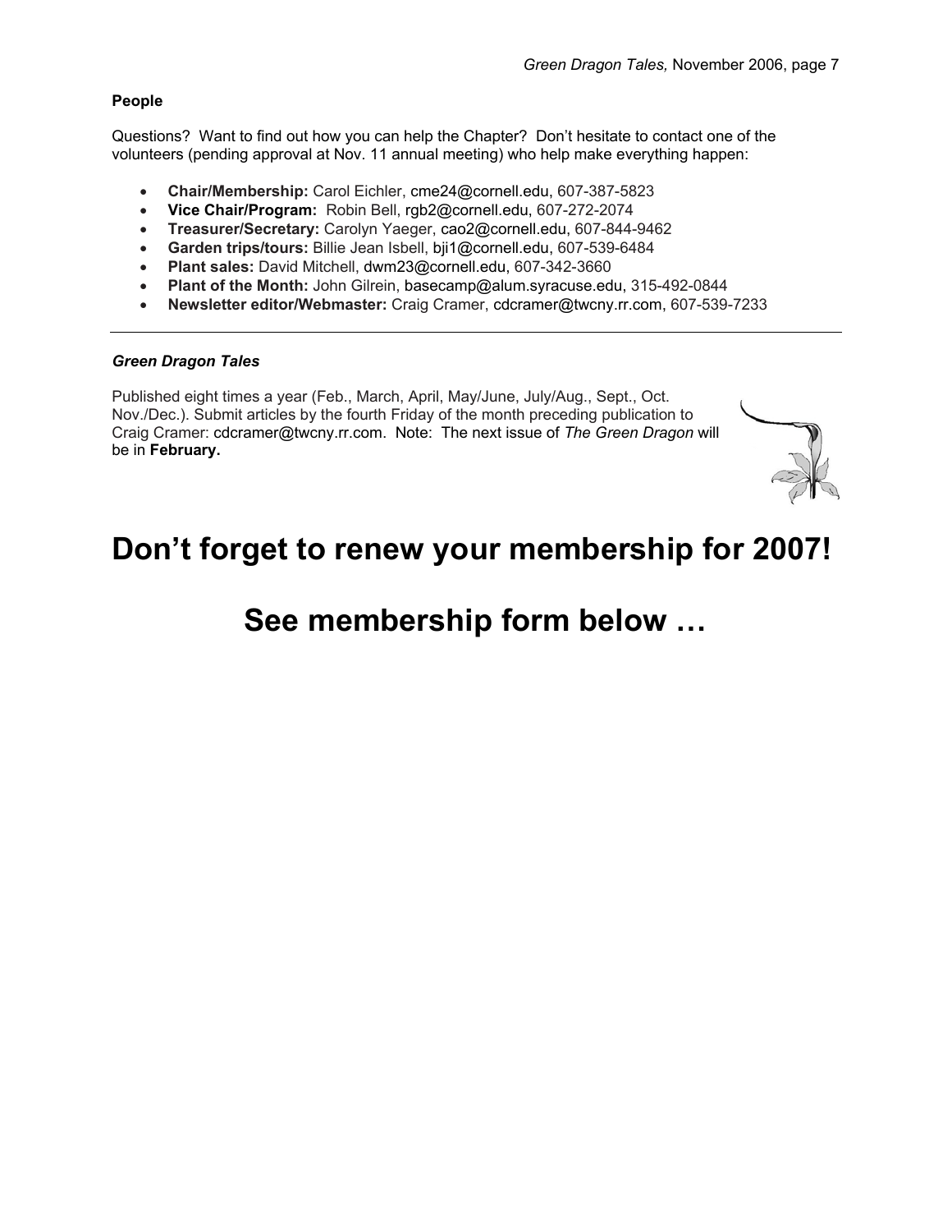### People

Questions? Want to find out how you can help the Chapter? Don't hesitate to contact one of the volunteers (pending approval at Nov. 11 annual meeting) who help make everything happen:

- **Chair/Membership:** Carol Eichler, cme24@cornell.edu, 607-387-5823
- **Vice Chair/Program:** Robin Bell, rgb2@cornell.edu, 607-272-2074
- **Treasurer/Secretary:** Carolyn Yaeger, cao2@cornell.edu, 607-844-9462
- **Garden trips/tours:** Billie Jean Isbell, bji1@cornell.edu, 607-539-6484
- **Plant sales:** David Mitchell, dwm23@cornell.edu, 607-342-3660
- **Plant of the Month:** John Gilrein, basecamp@alum.syracuse.edu, 315-492-0844
- **Newsletter editor/Webmaster:** Craig Cramer, cdcramer@twcny.rr.com, 607-539-7233

---

### *Green Dragon Tales*

Published eight times a year (Feb., March, April, May/June, July/Aug., Sept., Oct. Nov./Dec.). Submit articles by the fourth Friday of the month preceding publication to Craig Cramer: cdcramer@twcny.rr.com. Note: The next issue of *The Green Dragon* will be in **February.**

# Don't forget to renew your membership for 2007!

# See membership form below …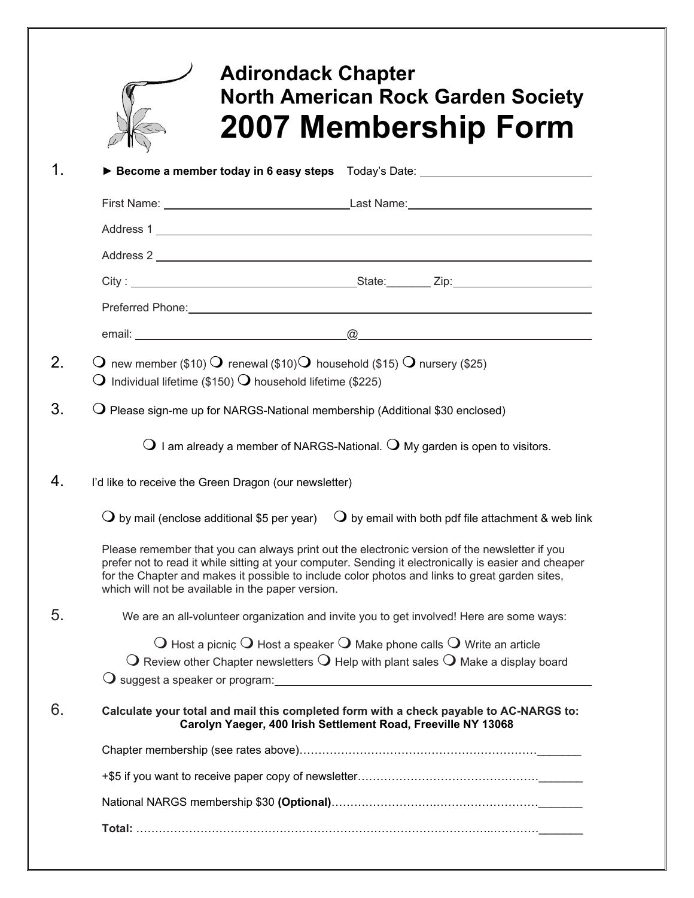# Adirondack Chapter
## North American Rock Garden Society
# 2007 Membership Form

1. ► **Become a member today in 6 easy steps** Today's Date: ____________________

   First Name: ____________________ Last Name: ____________________

   Address 1 ________________________________________

   Address 2 ________________________________________

   City : ____________________ State:_______ Zip: ____________________

   Preferred Phone: ________________________________________

   email: ____________________@____________________

2. ❍ new member ($10) ❍ renewal ($10) ❍ household ($15) ❍ nursery ($25)
   ❍ Individual lifetime ($150) ❍ household lifetime ($225)

3. ❍ Please sign-me up for NARGS-National membership (Additional $30 enclosed)

   ❍ I am already a member of NARGS-National. ❍ My garden is open to visitors.

4. I'd like to receive the Green Dragon (our newsletter)

   ❍ by mail (enclose additional $5 per year) ❍ by email with both pdf file attachment & web link

   Please remember that you can always print out the electronic version of the newsletter if you prefer not to read it while sitting at your computer. Sending it electronically is easier and cheaper for the Chapter and makes it possible to include color photos and links to great garden sites, which will not be available in the paper version.

5. We are an all-volunteer organization and invite you to get involved! Here are some ways:

   ❍ Host a picniç ❍ Host a speaker ❍ Make phone calls ❍ Write an article
   ❍ Review other Chapter newsletters ❍ Help with plant sales ❍ Make a display board
   ❍ suggest a speaker or program: ________________________________________

6. **Calculate your total and mail this completed form with a check payable to AC-NARGS to:**
   **Carolyn Yaeger, 400 Irish Settlement Road, Freeville NY 13068**

   Chapter membership (see rates above)……………………………………………………_______

   +$5 if you want to receive paper copy of newsletter…………………………………………_______

   National NARGS membership $30 **(Optional)**………………………………………………_______

   **Total:** ……………………………………………………………………………………………_______